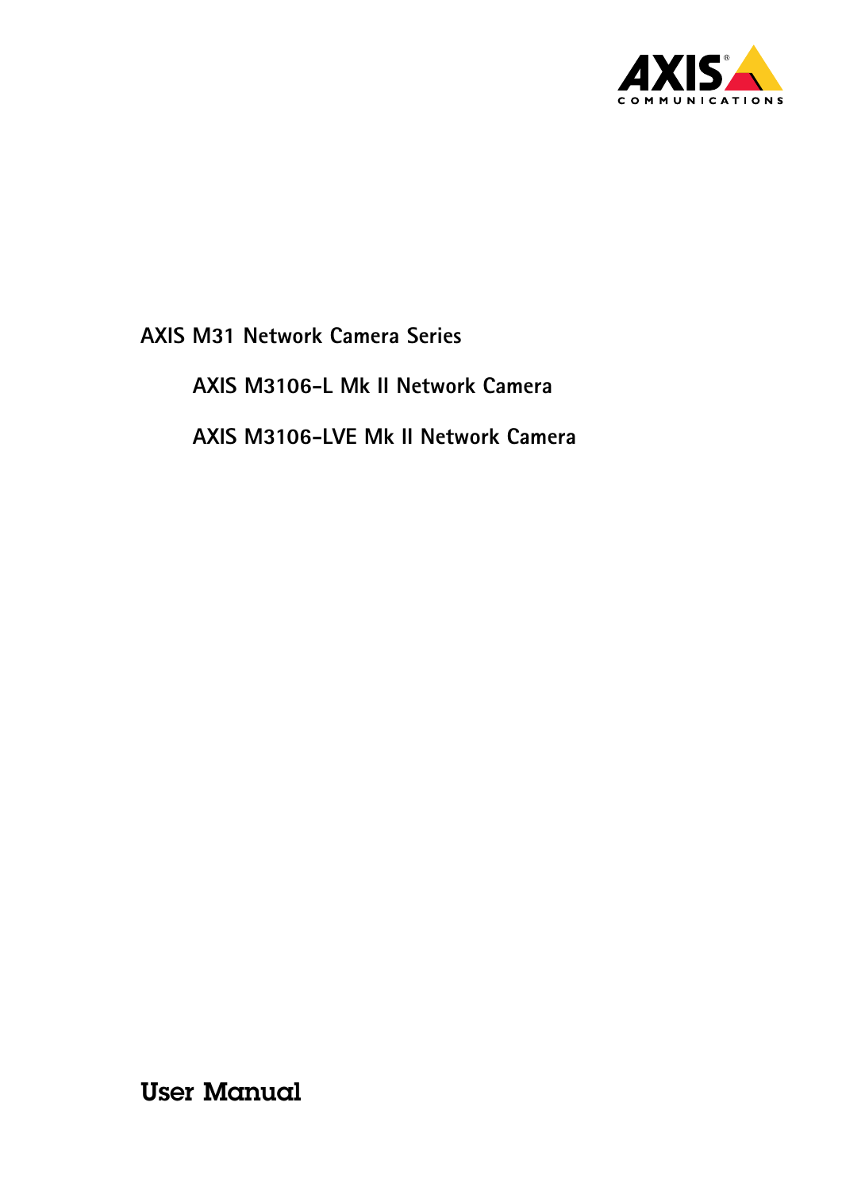AXIS COMMUNICATIONS

# AXIS M31 Network Camera Series

## AXIS M3106-L Mk II Network Camera

## AXIS M3106-LVE Mk II Network Camera

User Manual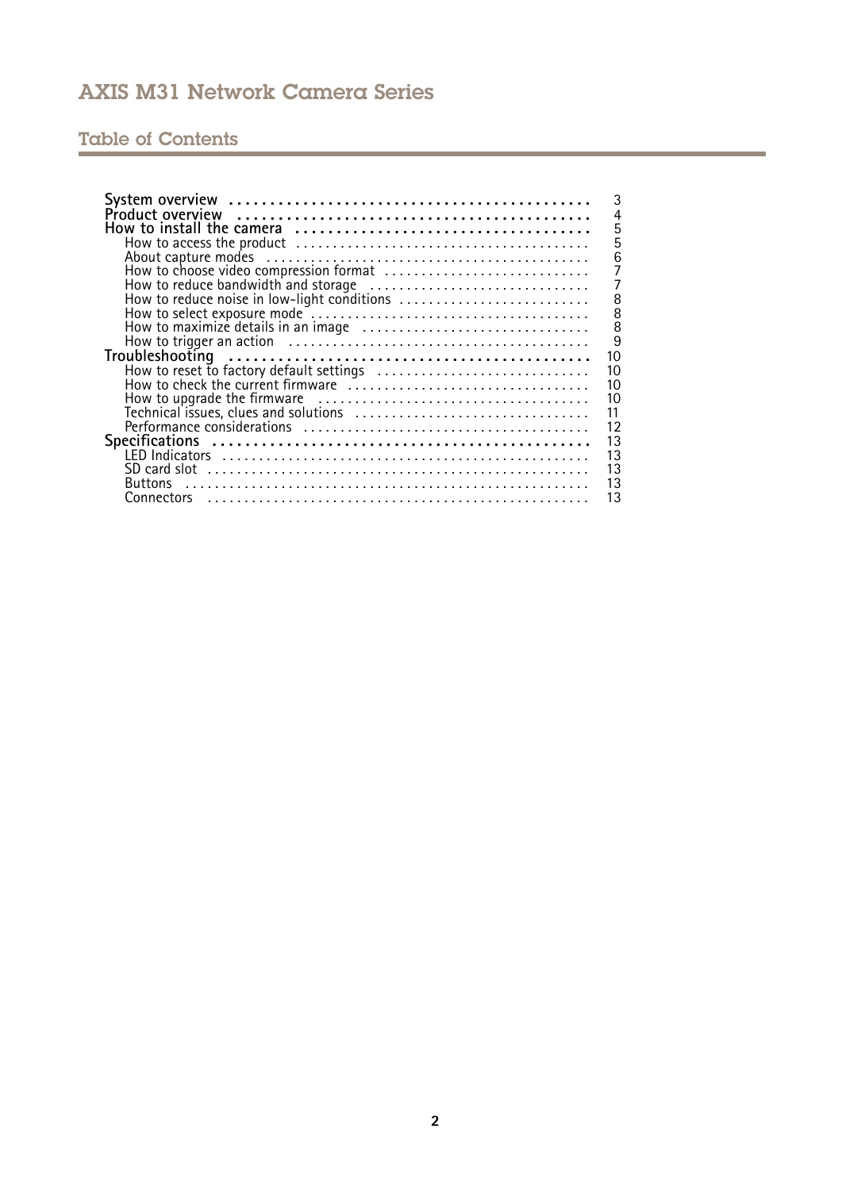## Table of Contents

- **System overview** ... 3
- **Product overview** ... 4
- **How to install the camera** ... 5
  - How to access the product ... 5
  - About capture modes ... 6
  - How to choose video compression format ... 7
  - How to reduce bandwidth and storage ... 7
  - How to reduce noise in low-light conditions ... 8
  - How to select exposure mode ... 8
  - How to maximize details in an image ... 8
  - How to trigger an action ... 9
- **Troubleshooting** ... 10
  - How to reset to factory default settings ... 10
  - How to check the current firmware ... 10
  - How to upgrade the firmware ... 10
  - Technical issues, clues and solutions ... 11
  - Performance considerations ... 12
- **Specifications** ... 13
  - LED Indicators ... 13
  - SD card slot ... 13
  - Buttons ... 13
  - Connectors ... 13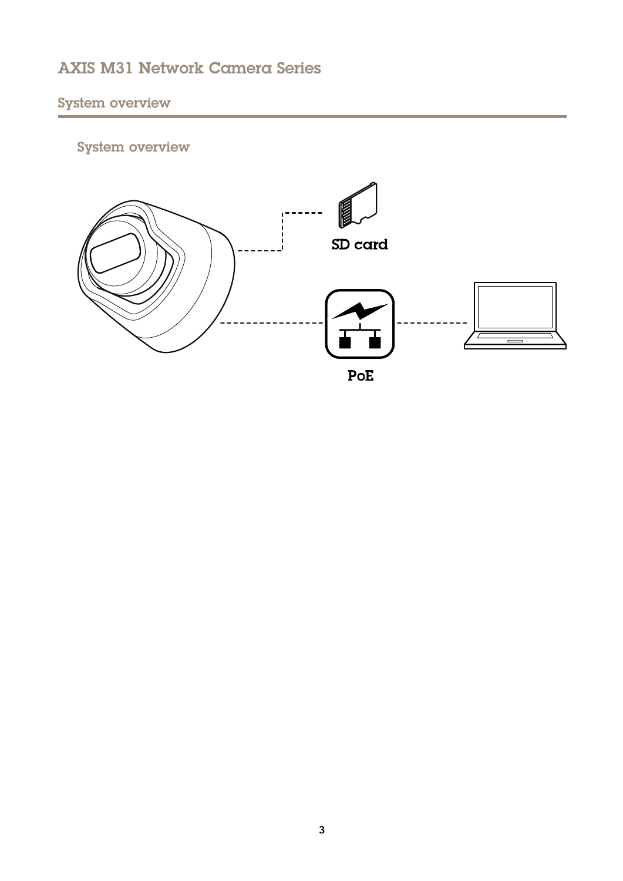## System overview

### System overview

SD card

PoE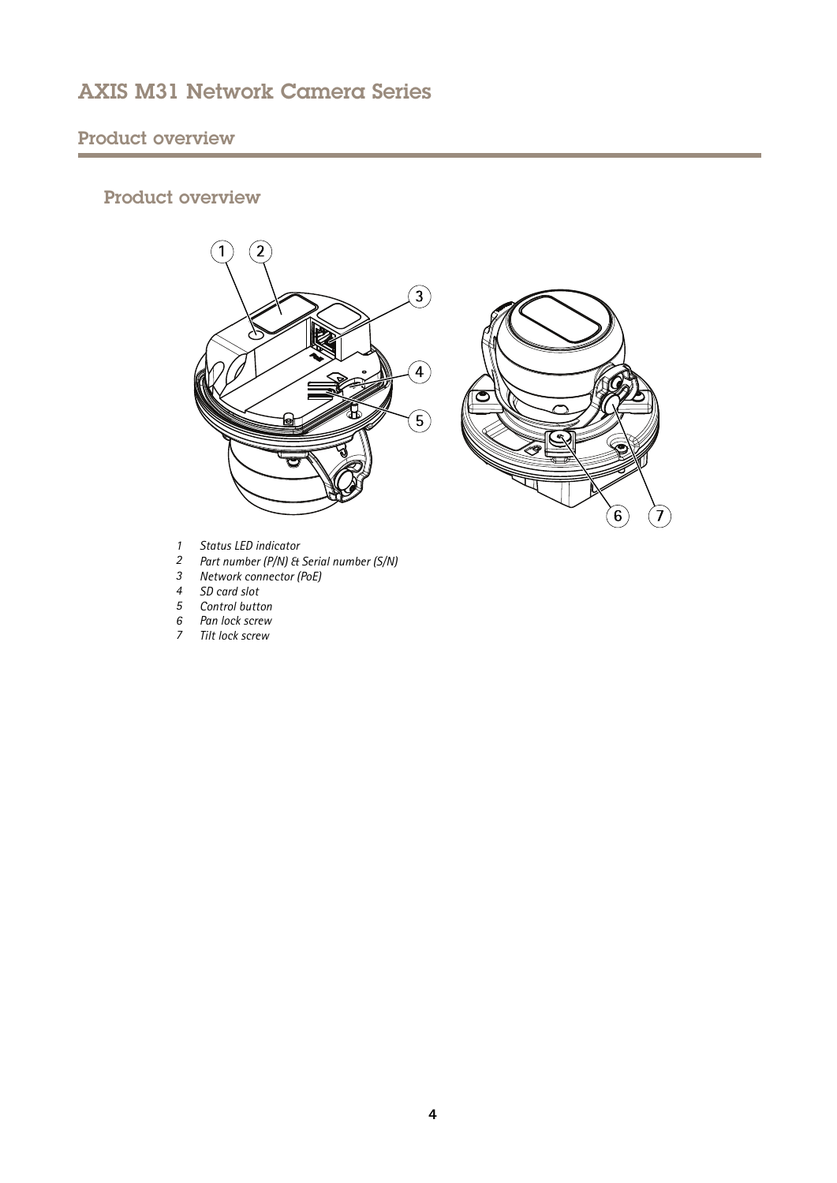## Product overview

### Product overview

1. Status LED indicator
2. Part number (P/N) & Serial number (S/N)
3. Network connector (PoE)
4. SD card slot
5. Control button
6. Pan lock screw
7. Tilt lock screw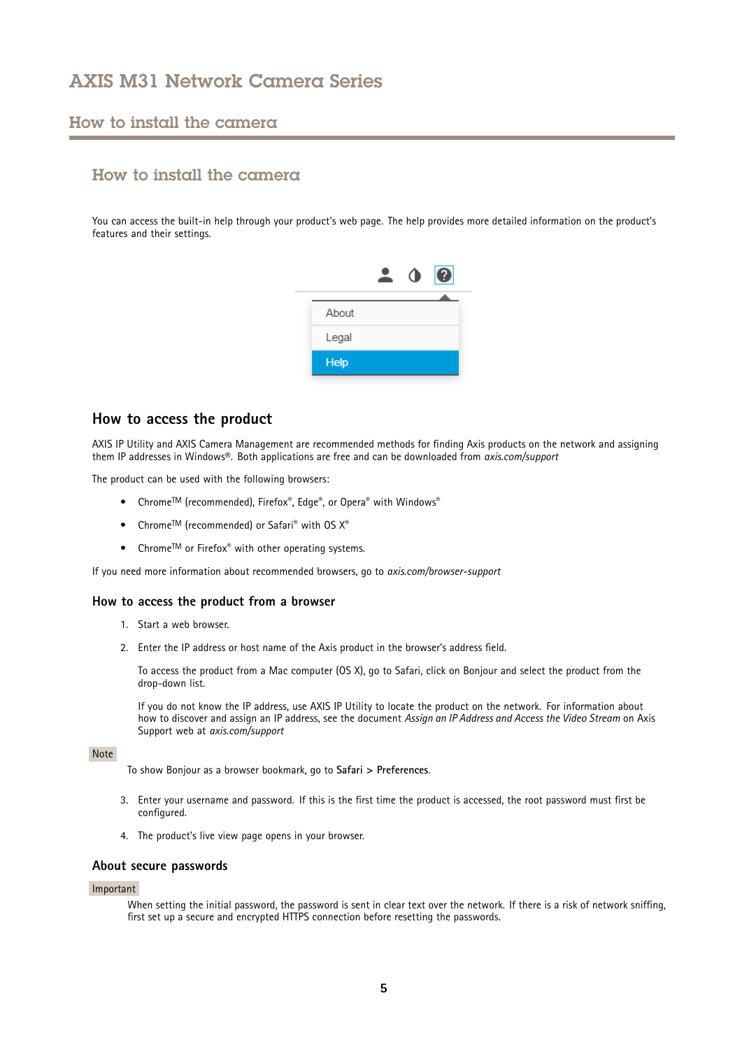## How to install the camera

You can access the built-in help through your product's web page. The help provides more detailed information on the product's features and their settings.

About

Legal

Help

## How to access the product

AXIS IP Utility and AXIS Camera Management are recommended methods for finding Axis products on the network and assigning them IP addresses in Windows®. Both applications are free and can be downloaded from *axis.com/support*

The product can be used with the following browsers:

- Chrome™ (recommended), Firefox®, Edge®, or Opera® with Windows®
- Chrome™ (recommended) or Safari® with OS X®
- Chrome™ or Firefox® with other operating systems.

If you need more information about recommended browsers, go to *axis.com/browser-support*

### How to access the product from a browser

1. Start a web browser.
2. Enter the IP address or host name of the Axis product in the browser's address field.

   To access the product from a Mac computer (OS X), go to Safari, click on Bonjour and select the product from the drop-down list.

   If you do not know the IP address, use AXIS IP Utility to locate the product on the network. For information about how to discover and assign an IP address, see the document *Assign an IP Address and Access the Video Stream* on Axis Support web at *axis.com/support*

Note

To show Bonjour as a browser bookmark, go to **Safari > Preferences**.

3. Enter your username and password. If this is the first time the product is accessed, the root password must first be configured.
4. The product's live view page opens in your browser.

### About secure passwords

Important

When setting the initial password, the password is sent in clear text over the network. If there is a risk of network sniffing, first set up a secure and encrypted HTTPS connection before resetting the passwords.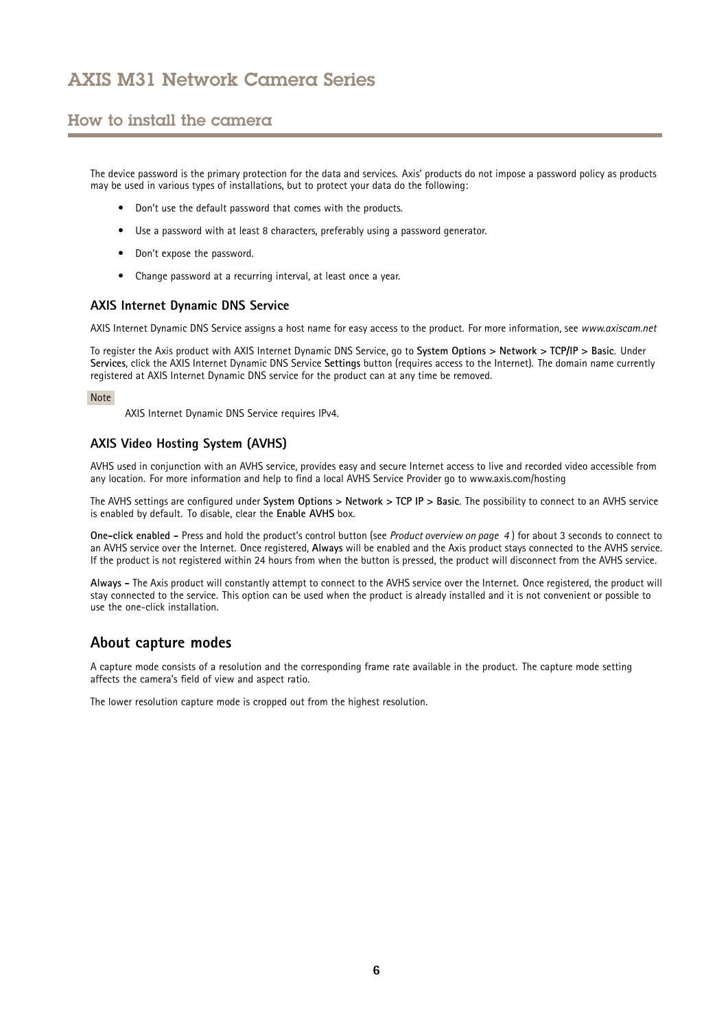The device password is the primary protection for the data and services. Axis' products do not impose a password policy as products may be used in various types of installations, but to protect your data do the following:

- Don't use the default password that comes with the products.
- Use a password with at least 8 characters, preferably using a password generator.
- Don't expose the password.
- Change password at a recurring interval, at least once a year.

### AXIS Internet Dynamic DNS Service

AXIS Internet Dynamic DNS Service assigns a host name for easy access to the product. For more information, see *www.axiscam.net*

To register the Axis product with AXIS Internet Dynamic DNS Service, go to **System Options > Network > TCP/IP > Basic**. Under **Services**, click the AXIS Internet Dynamic DNS Service **Settings** button (requires access to the Internet). The domain name currently registered at AXIS Internet Dynamic DNS service for the product can at any time be removed.

Note

AXIS Internet Dynamic DNS Service requires IPv4.

### AXIS Video Hosting System (AVHS)

AVHS used in conjunction with an AVHS service, provides easy and secure Internet access to live and recorded video accessible from any location. For more information and help to find a local AVHS Service Provider go to www.axis.com/hosting

The AVHS settings are configured under **System Options > Network > TCP IP > Basic**. The possibility to connect to an AVHS service is enabled by default. To disable, clear the **Enable AVHS** box.

**One-click enabled –** Press and hold the product's control button (see *Product overview on page 4*) for about 3 seconds to connect to an AVHS service over the Internet. Once registered, **Always** will be enabled and the Axis product stays connected to the AVHS service. If the product is not registered within 24 hours from when the button is pressed, the product will disconnect from the AVHS service.

**Always –** The Axis product will constantly attempt to connect to the AVHS service over the Internet. Once registered, the product will stay connected to the service. This option can be used when the product is already installed and it is not convenient or possible to use the one-click installation.

## About capture modes

A capture mode consists of a resolution and the corresponding frame rate available in the product. The capture mode setting affects the camera's field of view and aspect ratio.

The lower resolution capture mode is cropped out from the highest resolution.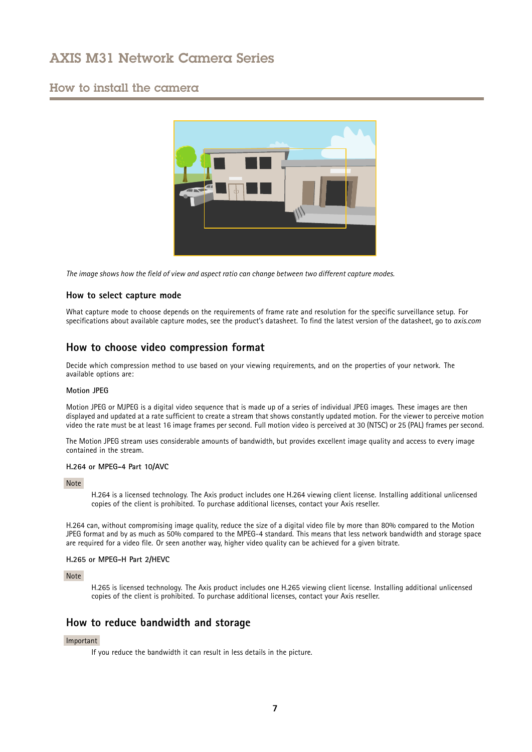*The image shows how the field of view and aspect ratio can change between two different capture modes.*

### How to select capture mode

What capture mode to choose depends on the requirements of frame rate and resolution for the specific surveillance setup. For specifications about available capture modes, see the product's datasheet. To find the latest version of the datasheet, go to *axis.com*

## How to choose video compression format

Decide which compression method to use based on your viewing requirements, and on the properties of your network. The available options are:

#### Motion JPEG

Motion JPEG or MJPEG is a digital video sequence that is made up of a series of individual JPEG images. These images are then displayed and updated at a rate sufficient to create a stream that shows constantly updated motion. For the viewer to perceive motion video the rate must be at least 16 image frames per second. Full motion video is perceived at 30 (NTSC) or 25 (PAL) frames per second.

The Motion JPEG stream uses considerable amounts of bandwidth, but provides excellent image quality and access to every image contained in the stream.

#### H.264 or MPEG-4 Part 10/AVC

Note

H.264 is a licensed technology. The Axis product includes one H.264 viewing client license. Installing additional unlicensed copies of the client is prohibited. To purchase additional licenses, contact your Axis reseller.

H.264 can, without compromising image quality, reduce the size of a digital video file by more than 80% compared to the Motion JPEG format and by as much as 50% compared to the MPEG-4 standard. This means that less network bandwidth and storage space are required for a video file. Or seen another way, higher video quality can be achieved for a given bitrate.

#### H.265 or MPEG-H Part 2/HEVC

Note

H.265 is licensed technology. The Axis product includes one H.265 viewing client license. Installing additional unlicensed copies of the client is prohibited. To purchase additional licenses, contact your Axis reseller.

## How to reduce bandwidth and storage

Important

If you reduce the bandwidth it can result in less details in the picture.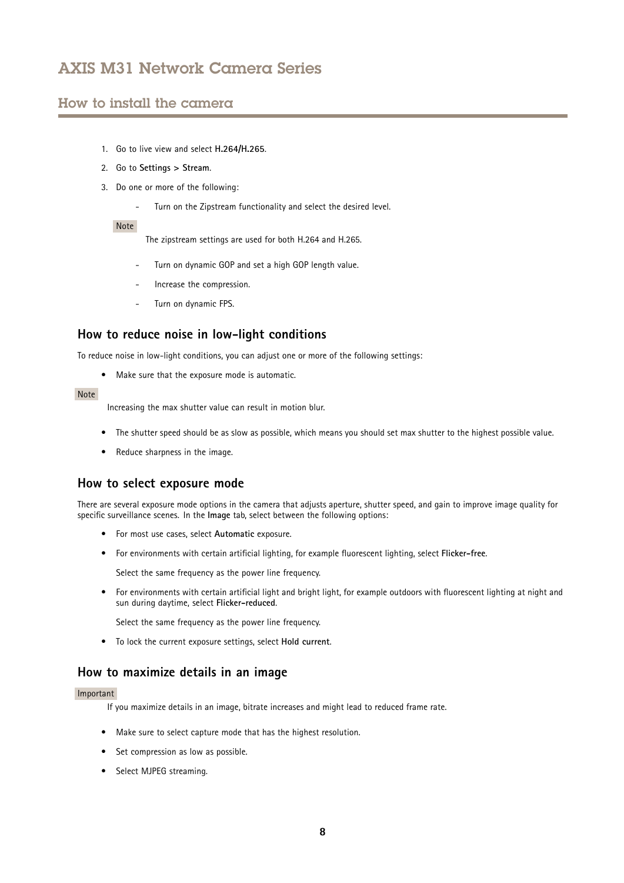1. Go to live view and select **H.264/H.265**.
2. Go to **Settings > Stream**.
3. Do one or more of the following:
   - Turn on the Zipstream functionality and select the desired level.

   Note

   The zipstream settings are used for both H.264 and H.265.

   - Turn on dynamic GOP and set a high GOP length value.
   - Increase the compression.
   - Turn on dynamic FPS.

### How to reduce noise in low-light conditions

To reduce noise in low-light conditions, you can adjust one or more of the following settings:

- Make sure that the exposure mode is automatic.

Note

Increasing the max shutter value can result in motion blur.

- The shutter speed should be as slow as possible, which means you should set max shutter to the highest possible value.
- Reduce sharpness in the image.

### How to select exposure mode

There are several exposure mode options in the camera that adjusts aperture, shutter speed, and gain to improve image quality for specific surveillance scenes. In the **Image** tab, select between the following options:

- For most use cases, select **Automatic** exposure.
- For environments with certain artificial lighting, for example fluorescent lighting, select **Flicker-free**.

  Select the same frequency as the power line frequency.
- For environments with certain artificial light and bright light, for example outdoors with fluorescent lighting at night and sun during daytime, select **Flicker-reduced**.

  Select the same frequency as the power line frequency.
- To lock the current exposure settings, select **Hold current**.

### How to maximize details in an image

Important

If you maximize details in an image, bitrate increases and might lead to reduced frame rate.

- Make sure to select capture mode that has the highest resolution.
- Set compression as low as possible.
- Select MJPEG streaming.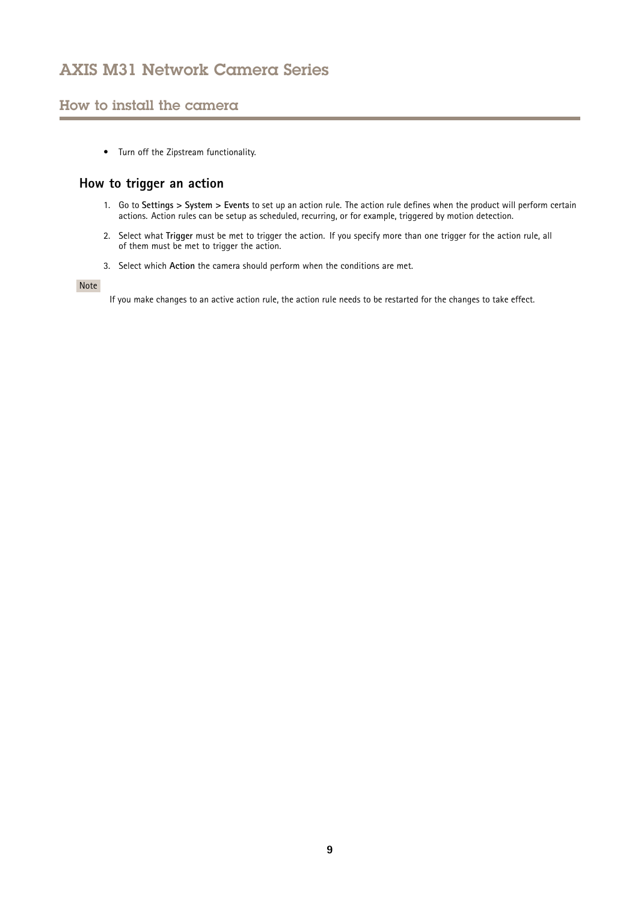- Turn off the Zipstream functionality.

## How to trigger an action

1. Go to **Settings > System > Events** to set up an action rule. The action rule defines when the product will perform certain actions. Action rules can be setup as scheduled, recurring, or for example, triggered by motion detection.
2. Select what **Trigger** must be met to trigger the action. If you specify more than one trigger for the action rule, all of them must be met to trigger the action.
3. Select which **Action** the camera should perform when the conditions are met.

Note

If you make changes to an active action rule, the action rule needs to be restarted for the changes to take effect.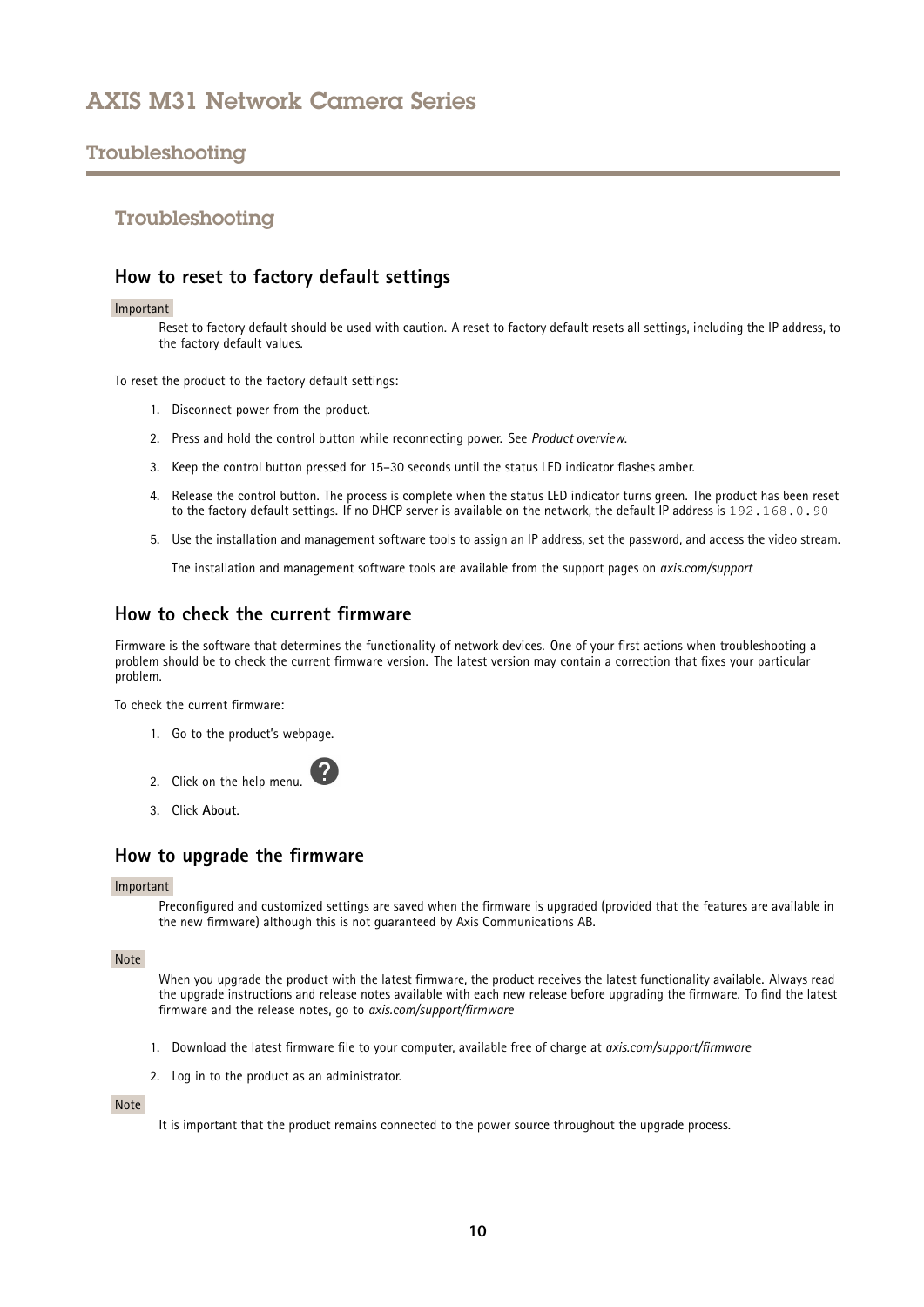## Troubleshooting

### Troubleshooting

#### How to reset to factory default settings

Important

Reset to factory default should be used with caution. A reset to factory default resets all settings, including the IP address, to the factory default values.

To reset the product to the factory default settings:

1. Disconnect power from the product.
2. Press and hold the control button while reconnecting power. See *Product overview*.
3. Keep the control button pressed for 15–30 seconds until the status LED indicator flashes amber.
4. Release the control button. The process is complete when the status LED indicator turns green. The product has been reset to the factory default settings. If no DHCP server is available on the network, the default IP address is `192.168.0.90`
5. Use the installation and management software tools to assign an IP address, set the password, and access the video stream.

   The installation and management software tools are available from the support pages on *axis.com/support*

#### How to check the current firmware

Firmware is the software that determines the functionality of network devices. One of your first actions when troubleshooting a problem should be to check the current firmware version. The latest version may contain a correction that fixes your particular problem.

To check the current firmware:

1. Go to the product's webpage.
2. Click on the help menu. ?
3. Click **About**.

#### How to upgrade the firmware

Important

Preconfigured and customized settings are saved when the firmware is upgraded (provided that the features are available in the new firmware) although this is not guaranteed by Axis Communications AB.

Note

When you upgrade the product with the latest firmware, the product receives the latest functionality available. Always read the upgrade instructions and release notes available with each new release before upgrading the firmware. To find the latest firmware and the release notes, go to *axis.com/support/firmware*

1. Download the latest firmware file to your computer, available free of charge at *axis.com/support/firmware*
2. Log in to the product as an administrator.

Note

It is important that the product remains connected to the power source throughout the upgrade process.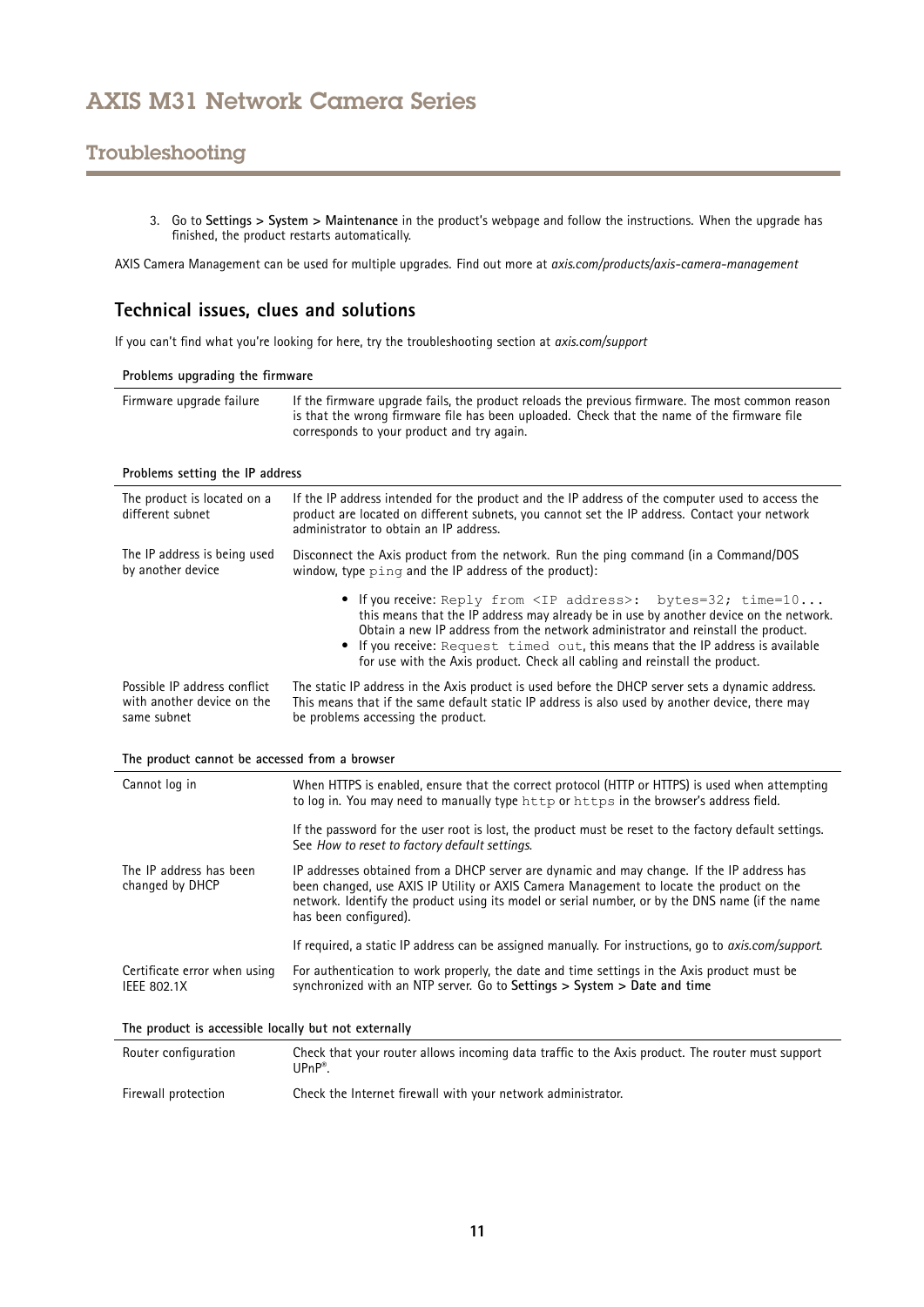3. Go to **Settings > System > Maintenance** in the product's webpage and follow the instructions. When the upgrade has finished, the product restarts automatically.

AXIS Camera Management can be used for multiple upgrades. Find out more at *axis.com/products/axis-camera-management*

## Technical issues, clues and solutions

If you can't find what you're looking for here, try the troubleshooting section at *axis.com/support*

| **Problems upgrading the firmware** | |
|---|---|
| Firmware upgrade failure | If the firmware upgrade fails, the product reloads the previous firmware. The most common reason is that the wrong firmware file has been uploaded. Check that the name of the firmware file corresponds to your product and try again. |

| **Problems setting the IP address** | |
|---|---|
| The product is located on a different subnet | If the IP address intended for the product and the IP address of the computer used to access the product are located on different subnets, you cannot set the IP address. Contact your network administrator to obtain an IP address. |
| The IP address is being used by another device | Disconnect the Axis product from the network. Run the ping command (in a Command/DOS window, type `ping` and the IP address of the product):<br>• If you receive: `Reply from <IP address>: bytes=32; time=10...` this means that the IP address may already be in use by another device on the network. Obtain a new IP address from the network administrator and reinstall the product.<br>• If you receive: `Request timed out`, this means that the IP address is available for use with the Axis product. Check all cabling and reinstall the product. |
| Possible IP address conflict with another device on the same subnet | The static IP address in the Axis product is used before the DHCP server sets a dynamic address. This means that if the same default static IP address is also used by another device, there may be problems accessing the product. |

| **The product cannot be accessed from a browser** | |
|---|---|
| Cannot log in | When HTTPS is enabled, ensure that the correct protocol (HTTP or HTTPS) is used when attempting to log in. You may need to manually type `http` or `https` in the browser's address field.<br><br>If the password for the user root is lost, the product must be reset to the factory default settings. See *How to reset to factory default settings*. |
| The IP address has been changed by DHCP | IP addresses obtained from a DHCP server are dynamic and may change. If the IP address has been changed, use AXIS IP Utility or AXIS Camera Management to locate the product on the network. Identify the product using its model or serial number, or by the DNS name (if the name has been configured).<br><br>If required, a static IP address can be assigned manually. For instructions, go to *axis.com/support*. |
| Certificate error when using IEEE 802.1X | For authentication to work properly, the date and time settings in the Axis product must be synchronized with an NTP server. Go to **Settings > System > Date and time** |

| **The product is accessible locally but not externally** | |
|---|---|
| Router configuration | Check that your router allows incoming data traffic to the Axis product. The router must support UPnP®. |
| Firewall protection | Check the Internet firewall with your network administrator. |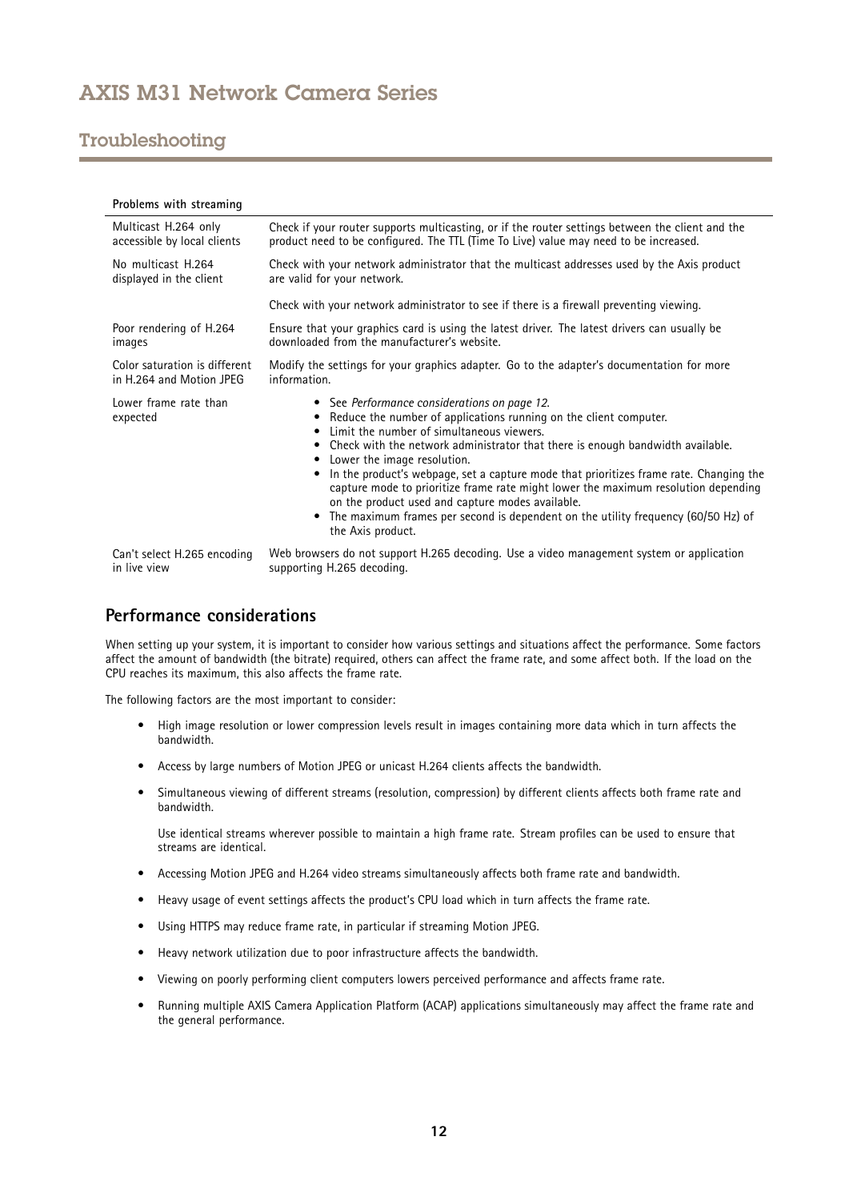## Troubleshooting

| Problems with streaming | |
|---|---|
| Multicast H.264 only accessible by local clients | Check if your router supports multicasting, or if the router settings between the client and the product need to be configured. The TTL (Time To Live) value may need to be increased. |
| No multicast H.264 displayed in the client | Check with your network administrator that the multicast addresses used by the Axis product are valid for your network. |
| | Check with your network administrator to see if there is a firewall preventing viewing. |
| Poor rendering of H.264 images | Ensure that your graphics card is using the latest driver. The latest drivers can usually be downloaded from the manufacturer's website. |
| Color saturation is different in H.264 and Motion JPEG | Modify the settings for your graphics adapter. Go to the adapter's documentation for more information. |
| Lower frame rate than expected | • See *Performance considerations on page 12*.<br>• Reduce the number of applications running on the client computer.<br>• Limit the number of simultaneous viewers.<br>• Check with the network administrator that there is enough bandwidth available.<br>• Lower the image resolution.<br>• In the product's webpage, set a capture mode that prioritizes frame rate. Changing the capture mode to prioritize frame rate might lower the maximum resolution depending on the product used and capture modes available.<br>• The maximum frames per second is dependent on the utility frequency (60/50 Hz) of the Axis product. |
| Can't select H.265 encoding in live view | Web browsers do not support H.265 decoding. Use a video management system or application supporting H.265 decoding. |

## Performance considerations

When setting up your system, it is important to consider how various settings and situations affect the performance. Some factors affect the amount of bandwidth (the bitrate) required, others can affect the frame rate, and some affect both. If the load on the CPU reaches its maximum, this also affects the frame rate.

The following factors are the most important to consider:

- High image resolution or lower compression levels result in images containing more data which in turn affects the bandwidth.
- Access by large numbers of Motion JPEG or unicast H.264 clients affects the bandwidth.
- Simultaneous viewing of different streams (resolution, compression) by different clients affects both frame rate and bandwidth.

  Use identical streams wherever possible to maintain a high frame rate. Stream profiles can be used to ensure that streams are identical.
- Accessing Motion JPEG and H.264 video streams simultaneously affects both frame rate and bandwidth.
- Heavy usage of event settings affects the product's CPU load which in turn affects the frame rate.
- Using HTTPS may reduce frame rate, in particular if streaming Motion JPEG.
- Heavy network utilization due to poor infrastructure affects the bandwidth.
- Viewing on poorly performing client computers lowers perceived performance and affects frame rate.
- Running multiple AXIS Camera Application Platform (ACAP) applications simultaneously may affect the frame rate and the general performance.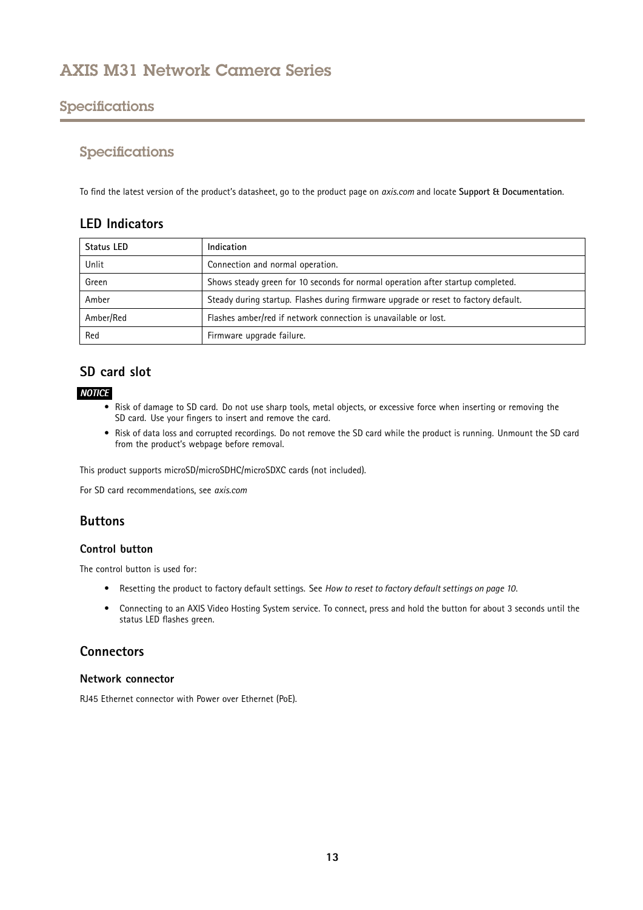# Specifications

## Specifications

To find the latest version of the product's datasheet, go to the product page on *axis.com* and locate **Support & Documentation**.

### LED Indicators

| Status LED | Indication |
| --- | --- |
| Unlit | Connection and normal operation. |
| Green | Shows steady green for 10 seconds for normal operation after startup completed. |
| Amber | Steady during startup. Flashes during firmware upgrade or reset to factory default. |
| Amber/Red | Flashes amber/red if network connection is unavailable or lost. |
| Red | Firmware upgrade failure. |

### SD card slot

***NOTICE***

- Risk of damage to SD card. Do not use sharp tools, metal objects, or excessive force when inserting or removing the SD card. Use your fingers to insert and remove the card.
- Risk of data loss and corrupted recordings. Do not remove the SD card while the product is running. Unmount the SD card from the product's webpage before removal.

This product supports microSD/microSDHC/microSDXC cards (not included).

For SD card recommendations, see *axis.com*

### Buttons

#### Control button

The control button is used for:

- Resetting the product to factory default settings. See *How to reset to factory default settings on page 10*.
- Connecting to an AXIS Video Hosting System service. To connect, press and hold the button for about 3 seconds until the status LED flashes green.

### Connectors

#### Network connector

RJ45 Ethernet connector with Power over Ethernet (PoE).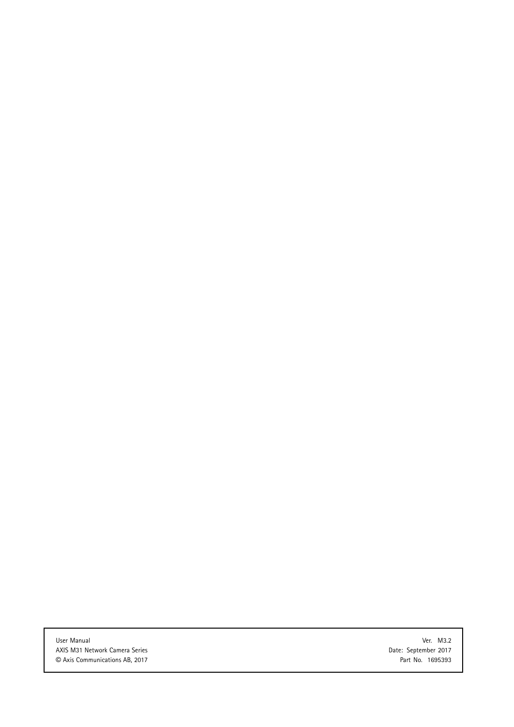User Manual
AXIS M31 Network Camera Series
© Axis Communications AB, 2017

Ver. M3.2
Date: September 2017
Part No. 1695393